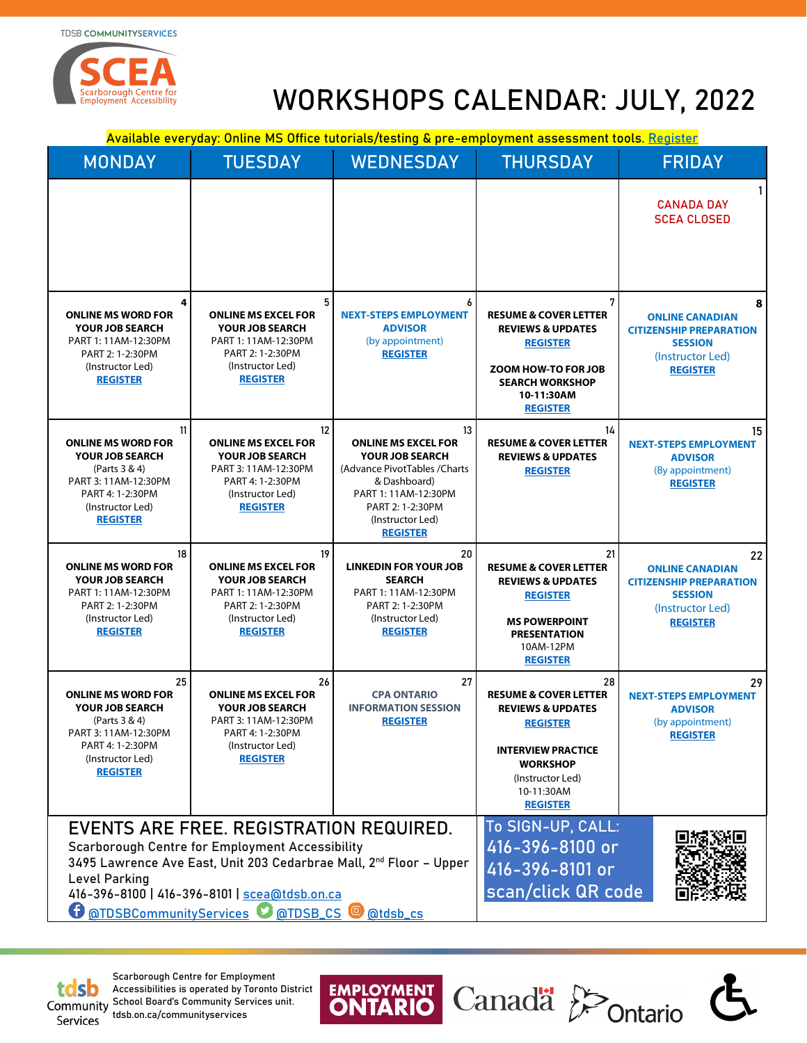TDSB COMMUNITYSERVICES

SCEA Scarborough Centre for Employment Accessibility

# WORKSHOPS CALENDAR: JULY, 2022

Available everyday: Online MS Office tutorials/testing & pre-employment assessment tools. Register

| MONDAY | TUESDAY | WEDNESDAY | THURSDAY | FRIDAY |
|---|---|---|---|---|
| | | | | 1<br>CANADA DAY<br>SCEA CLOSED |
| 4<br>**ONLINE MS WORD FOR YOUR JOB SEARCH**<br>PART 1: 11AM-12:30PM<br>PART 2: 1-2:30PM<br>(Instructor Led)<br>**REGISTER** | 5<br>**ONLINE MS EXCEL FOR YOUR JOB SEARCH**<br>PART 1: 11AM-12:30PM<br>PART 2: 1-2:30PM<br>(Instructor Led)<br>**REGISTER** | 6<br>**NEXT-STEPS EMPLOYMENT ADVISOR**<br>(by appointment)<br>**REGISTER** | 7<br>**RESUME & COVER LETTER REVIEWS & UPDATES**<br>**REGISTER**<br><br>**ZOOM HOW-TO FOR JOB SEARCH WORKSHOP**<br>**10-11:30AM**<br>**REGISTER** | 8<br>**ONLINE CANADIAN CITIZENSHIP PREPARATION SESSION**<br>(Instructor Led)<br>**REGISTER** |
| 11<br>**ONLINE MS WORD FOR YOUR JOB SEARCH**<br>(Parts 3 & 4)<br>PART 3: 11AM-12:30PM<br>PART 4: 1-2:30PM<br>(Instructor Led)<br>**REGISTER** | 12<br>**ONLINE MS EXCEL FOR YOUR JOB SEARCH**<br>PART 3: 11AM-12:30PM<br>PART 4: 1-2:30PM<br>(Instructor Led)<br>**REGISTER** | 13<br>**ONLINE MS EXCEL FOR YOUR JOB SEARCH**<br>(Advance PivotTables /Charts & Dashboard)<br>PART 1: 11AM-12:30PM<br>PART 2: 1-2:30PM<br>(Instructor Led)<br>**REGISTER** | 14<br>**RESUME & COVER LETTER REVIEWS & UPDATES**<br>**REGISTER** | 15<br>**NEXT-STEPS EMPLOYMENT ADVISOR**<br>(By appointment)<br>**REGISTER** |
| 18<br>**ONLINE MS WORD FOR YOUR JOB SEARCH**<br>PART 1: 11AM-12:30PM<br>PART 2: 1-2:30PM<br>(Instructor Led)<br>**REGISTER** | 19<br>**ONLINE MS EXCEL FOR YOUR JOB SEARCH**<br>PART 1: 11AM-12:30PM<br>PART 2: 1-2:30PM<br>(Instructor Led)<br>**REGISTER** | 20<br>**LINKEDIN FOR YOUR JOB SEARCH**<br>PART 1: 11AM-12:30PM<br>PART 2: 1-2:30PM<br>(Instructor Led)<br>**REGISTER** | 21<br>**RESUME & COVER LETTER REVIEWS & UPDATES**<br>**REGISTER**<br><br>**MS POWERPOINT PRESENTATION**<br>10AM-12PM<br>**REGISTER** | 22<br>**ONLINE CANADIAN CITIZENSHIP PREPARATION SESSION**<br>(Instructor Led)<br>**REGISTER** |
| 25<br>**ONLINE MS WORD FOR YOUR JOB SEARCH**<br>(Parts 3 & 4)<br>PART 3: 11AM-12:30PM<br>PART 4: 1-2:30PM<br>(Instructor Led)<br>**REGISTER** | 26<br>**ONLINE MS EXCEL FOR YOUR JOB SEARCH**<br>PART 3: 11AM-12:30PM<br>PART 4: 1-2:30PM<br>(Instructor Led)<br>**REGISTER** | 27<br>**CPA ONTARIO INFORMATION SESSION**<br>**REGISTER** | 28<br>**RESUME & COVER LETTER REVIEWS & UPDATES**<br>**REGISTER**<br><br>**INTERVIEW PRACTICE WORKSHOP**<br>(Instructor Led)<br>10-11:30AM<br>**REGISTER** | 29<br>**NEXT-STEPS EMPLOYMENT ADVISOR**<br>(by appointment)<br>**REGISTER** |

## EVENTS ARE FREE. REGISTRATION REQUIRED.

Scarborough Centre for Employment Accessibility
3495 Lawrence Ave East, Unit 203 Cedarbrae Mall, 2nd Floor – Upper Level Parking
416-396-8100 | 416-396-8101 | scea@tdsb.on.ca
@TDSBCommunityServices @TDSB_CS @tdsb_cs

To SIGN-UP, CALL: 416-396-8100 or 416-396-8101 or scan/click QR code

Scarborough Centre for Employment Accessibilities is operated by Toronto District School Board's Community Services unit. tdsb.on.ca/communityservices

tdsb Community Services | EMPLOYMENT ONTARIO | Canada | Ontario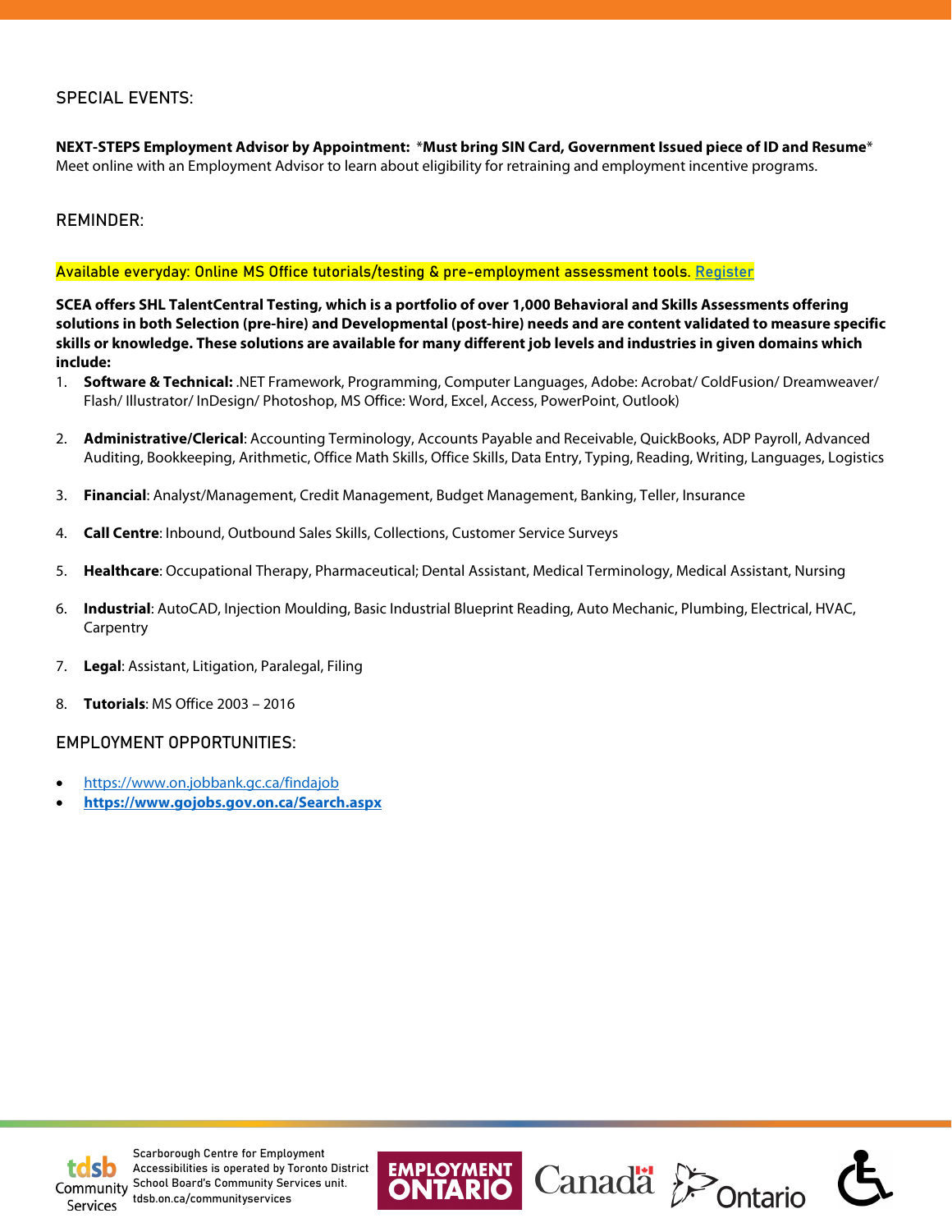## SPECIAL EVENTS:

**NEXT-STEPS Employment Advisor by Appointment:** *__Must bring SIN Card, Government Issued piece of ID and Resume__*
Meet online with an Employment Advisor to learn about eligibility for retraining and employment incentive programs.

## REMINDER:

Available everyday: Online MS Office tutorials/testing & pre-employment assessment tools. Register

**SCEA offers SHL TalentCentral Testing, which is a portfolio of over 1,000 Behavioral and Skills Assessments offering solutions in both Selection (pre-hire) and Developmental (post-hire) needs and are content validated to measure specific skills or knowledge. These solutions are available for many different job levels and industries in given domains which include:**

1. **Software & Technical:** .NET Framework, Programming, Computer Languages, Adobe: Acrobat/ ColdFusion/ Dreamweaver/ Flash/ Illustrator/ InDesign/ Photoshop, MS Office: Word, Excel, Access, PowerPoint, Outlook)
2. **Administrative/Clerical**: Accounting Terminology, Accounts Payable and Receivable, QuickBooks, ADP Payroll, Advanced Auditing, Bookkeeping, Arithmetic, Office Math Skills, Office Skills, Data Entry, Typing, Reading, Writing, Languages, Logistics
3. **Financial**: Analyst/Management, Credit Management, Budget Management, Banking, Teller, Insurance
4. **Call Centre**: Inbound, Outbound Sales Skills, Collections, Customer Service Surveys
5. **Healthcare**: Occupational Therapy, Pharmaceutical; Dental Assistant, Medical Terminology, Medical Assistant, Nursing
6. **Industrial**: AutoCAD, Injection Moulding, Basic Industrial Blueprint Reading, Auto Mechanic, Plumbing, Electrical, HVAC, Carpentry
7. **Legal**: Assistant, Litigation, Paralegal, Filing
8. **Tutorials**: MS Office 2003 – 2016

## EMPLOYMENT OPPORTUNITIES:

- https://www.on.jobbank.gc.ca/findajob
- **https://www.gojobs.gov.on.ca/Search.aspx**

Scarborough Centre for Employment Accessibilities is operated by Toronto District School Board's Community Services unit. tdsb.on.ca/communityservices